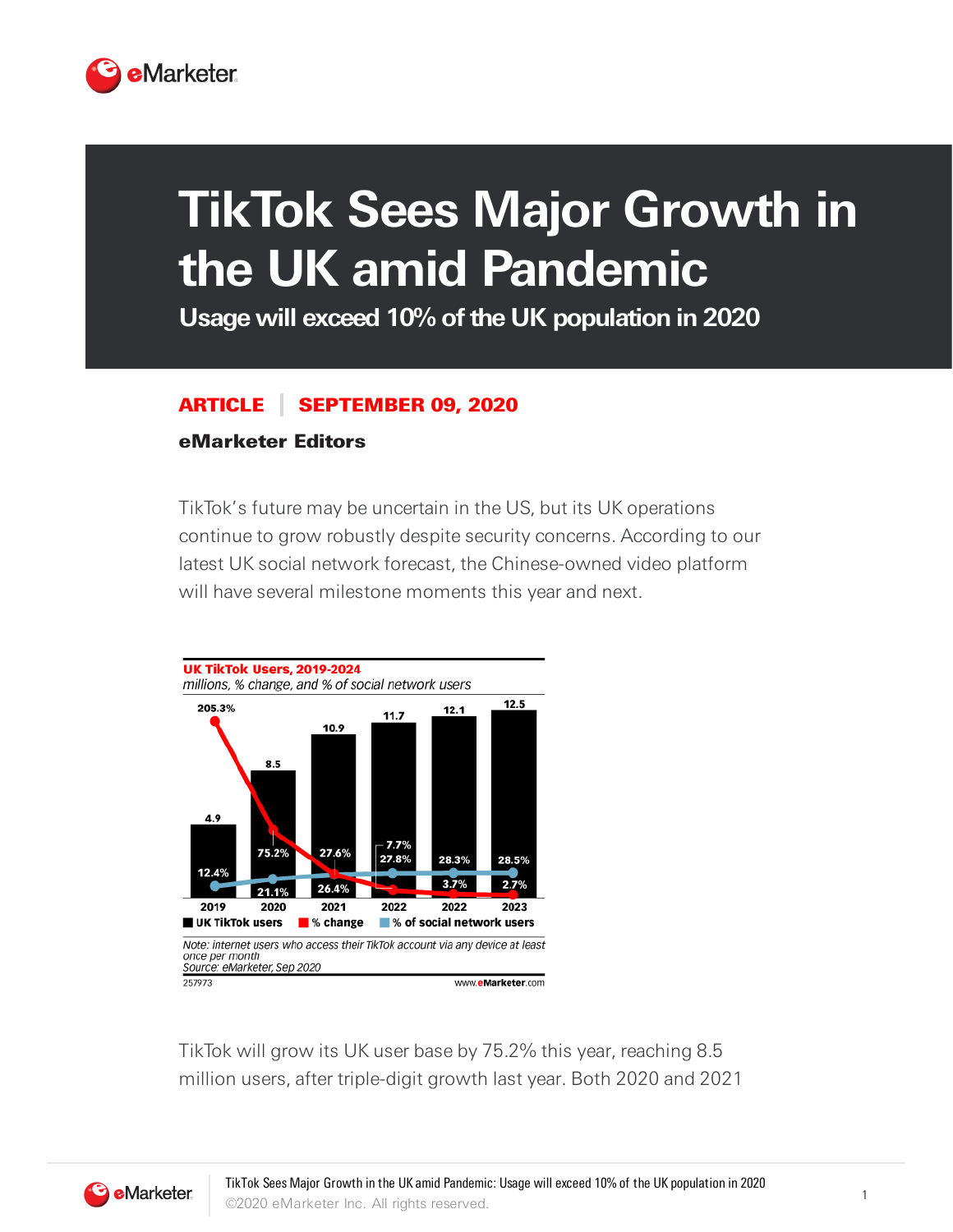// The chart on this page was not detected as an image, so its title, notes, and source are transcribed as text; its data values are not.
# TikTok Sees Major Growth in the UK amid Pandemic

## Usage will exceed 10% of the UK population in 2020

**ARTICLE | SEPTEMBER 09, 2020**

**eMarketer Editors**

TikTok's future may be uncertain in the US, but its UK operations continue to grow robustly despite security concerns. According to our latest UK social network forecast, the Chinese-owned video platform will have several milestone moments this year and next.

**UK TikTok Users, 2019-2024**
*millions, % change, and % of social network users*

*Note: internet users who access their TikTok account via any device at least once per month*
*Source: eMarketer, Sep 2020*

257973 www.eMarketer.com

TikTok will grow its UK user base by 75.2% this year, reaching 8.5 million users, after triple-digit growth last year. Both 2020 and 2021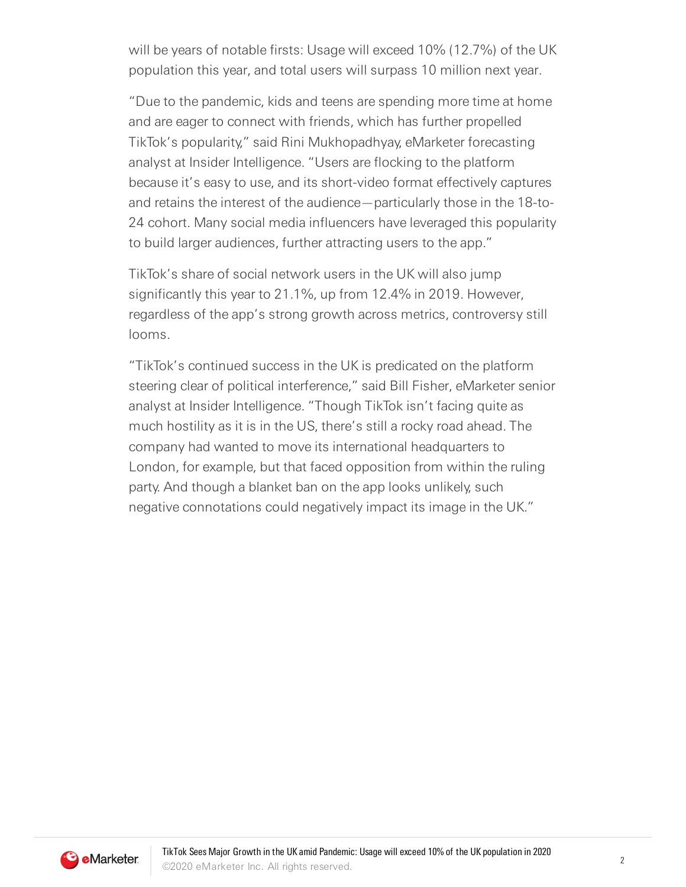will be years of notable firsts: Usage will exceed 10% (12.7%) of the UK population this year, and total users will surpass 10 million next year.

"Due to the pandemic, kids and teens are spending more time at home and are eager to connect with friends, which has further propelled TikTok's popularity," said Rini Mukhopadhyay, eMarketer forecasting analyst at Insider Intelligence. "Users are flocking to the platform because it's easy to use, and its short-video format effectively captures and retains the interest of the audience—particularly those in the 18-to-24 cohort. Many social media influencers have leveraged this popularity to build larger audiences, further attracting users to the app."

TikTok's share of social network users in the UK will also jump significantly this year to 21.1%, up from 12.4% in 2019. However, regardless of the app's strong growth across metrics, controversy still looms.

"TikTok's continued success in the UK is predicated on the platform steering clear of political interference," said Bill Fisher, eMarketer senior analyst at Insider Intelligence. "Though TikTok isn't facing quite as much hostility as it is in the US, there's still a rocky road ahead. The company had wanted to move its international headquarters to London, for example, but that faced opposition from within the ruling party. And though a blanket ban on the app looks unlikely, such negative connotations could negatively impact its image in the UK."